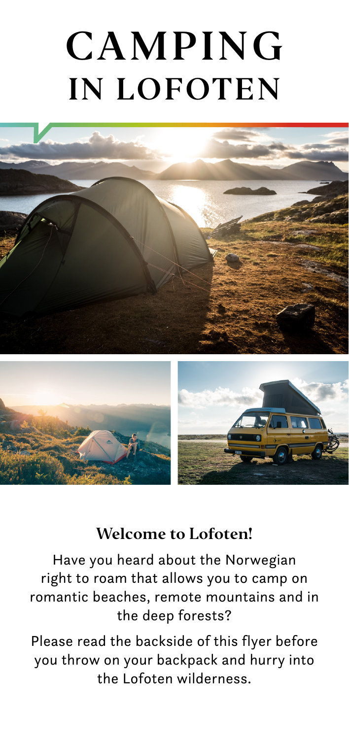# CAMPING IN LOFOTEN

## Welcome to Lofoten!

Have you heard about the Norwegian right to roam that allows you to camp on romantic beaches, remote mountains and in the deep forests?

Please read the backside of this flyer before you throw on your backpack and hurry into the Lofoten wilderness.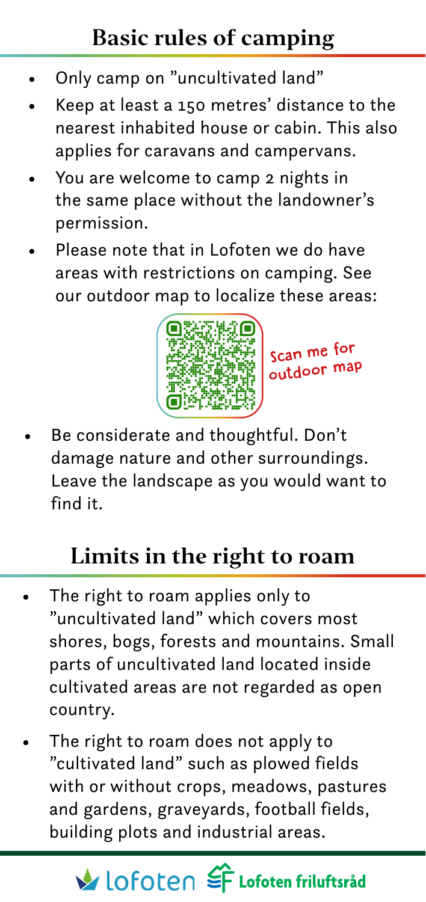## Basic rules of camping

- Only camp on ”uncultivated land”
- Keep at least a 150 metres’ distance to the nearest inhabited house or cabin. This also applies for caravans and campervans.
- You are welcome to camp 2 nights in the same place without the landowner’s permission.
- Please note that in Lofoten we do have areas with restrictions on camping. See our outdoor map to localize these areas:

Scan me for outdoor map

- Be considerate and thoughtful. Don’t damage nature and other surroundings. Leave the landscape as you would want to find it.

## Limits in the right to roam

- The right to roam applies only to ”uncultivated land” which covers most shores, bogs, forests and mountains. Small parts of uncultivated land located inside cultivated areas are not regarded as open country.
- The right to roam does not apply to ”cultivated land” such as plowed fields with or without crops, meadows, pastures and gardens, graveyards, football fields, building plots and industrial areas.

lofoten Lofoten friluftsråd